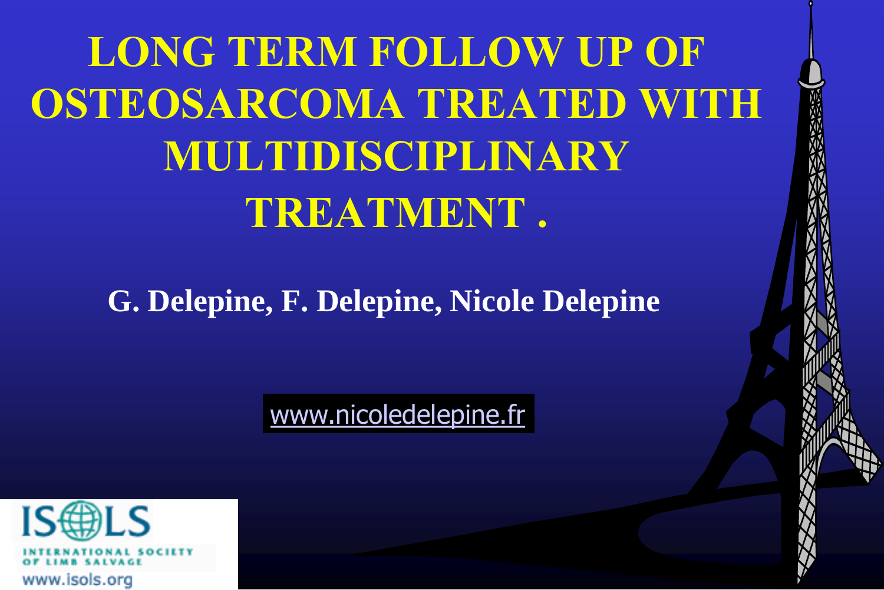# LONG TERM FOLLOW UP OF OSTEOSARCOMA TREATED WITH MULTIDISCIPLINARY TREATMENT .

**G. Delepine, F. Delepine, Nicole Delepine**

www.nicoledelepine.fr

ISOLS
INTERNATIONAL SOCIETY OF LIMB SALVAGE
www.isols.org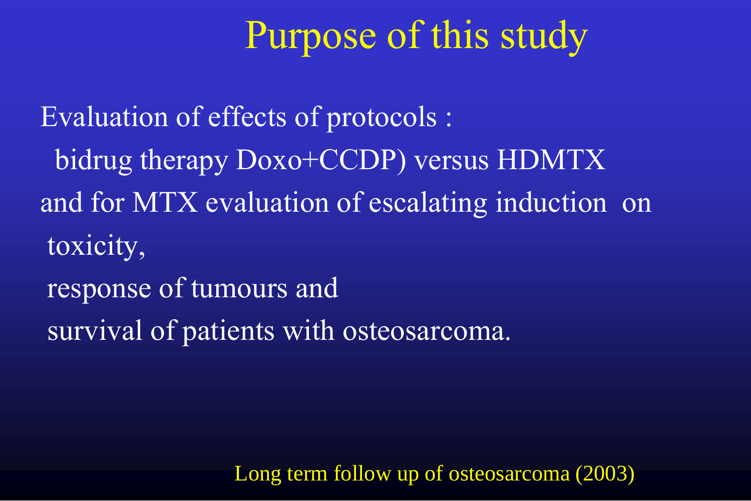# Purpose of this study

Evaluation of effects of protocols :

bidrug therapy Doxo+CCDP) versus HDMTX

and for MTX evaluation of escalating induction on

toxicity,

response of tumours and

survival of patients with osteosarcoma.

Long term follow up of osteosarcoma (2003)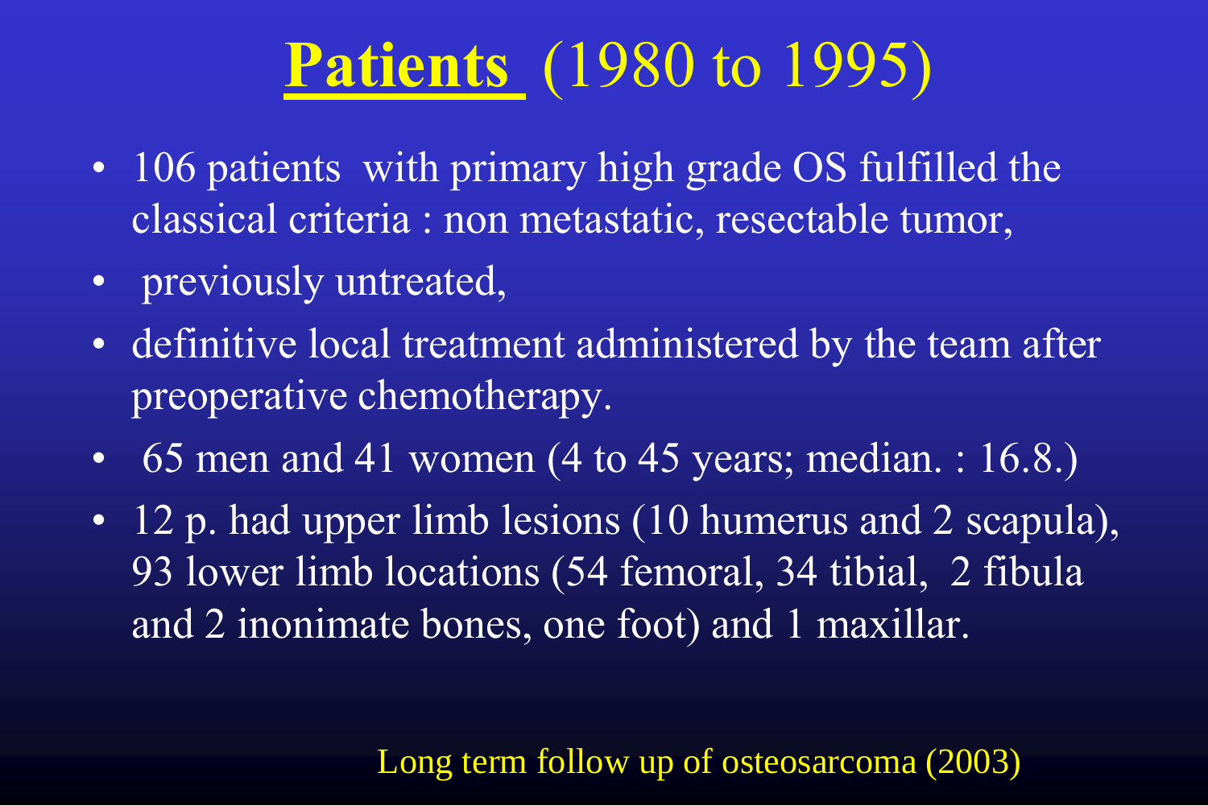# **Patients** (1980 to 1995)

- 106 patients with primary high grade OS fulfilled the classical criteria : non metastatic, resectable tumor,
- previously untreated,
- definitive local treatment administered by the team after preoperative chemotherapy.
- 65 men and 41 women (4 to 45 years; median. : 16.8.)
- 12 p. had upper limb lesions (10 humerus and 2 scapula), 93 lower limb locations (54 femoral, 34 tibial, 2 fibula and 2 inonimate bones, one foot) and 1 maxillar.

Long term follow up of osteosarcoma (2003)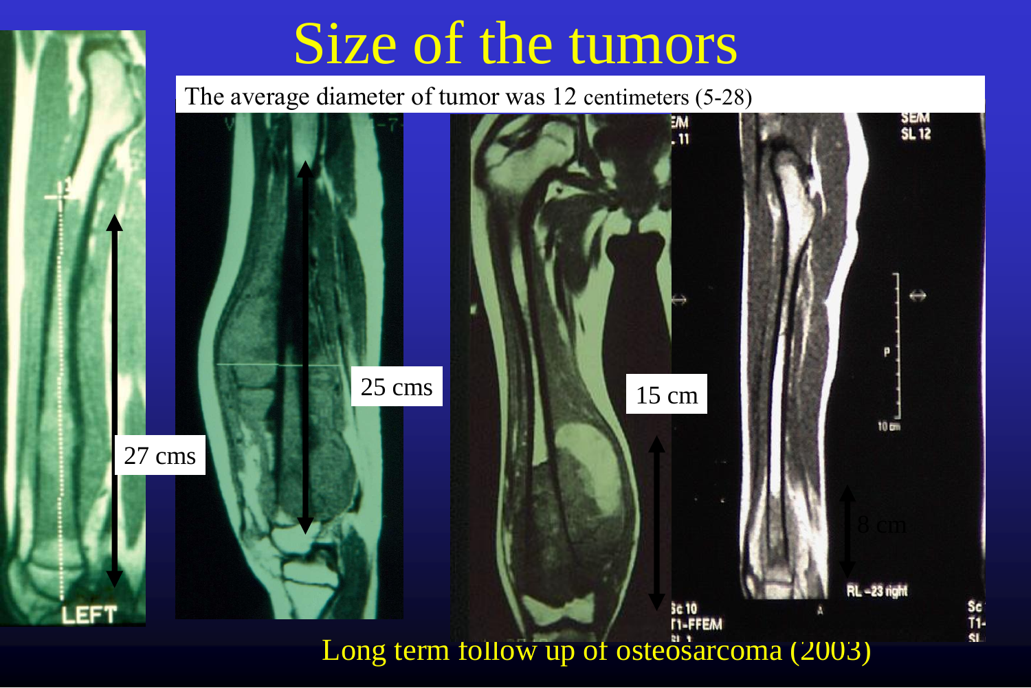# Size of the tumors

The average diameter of tumor was 12 centimeters (5-28)

27 cms

25 cms

15 cm

8 cm

Long term follow up of osteosarcoma (2003)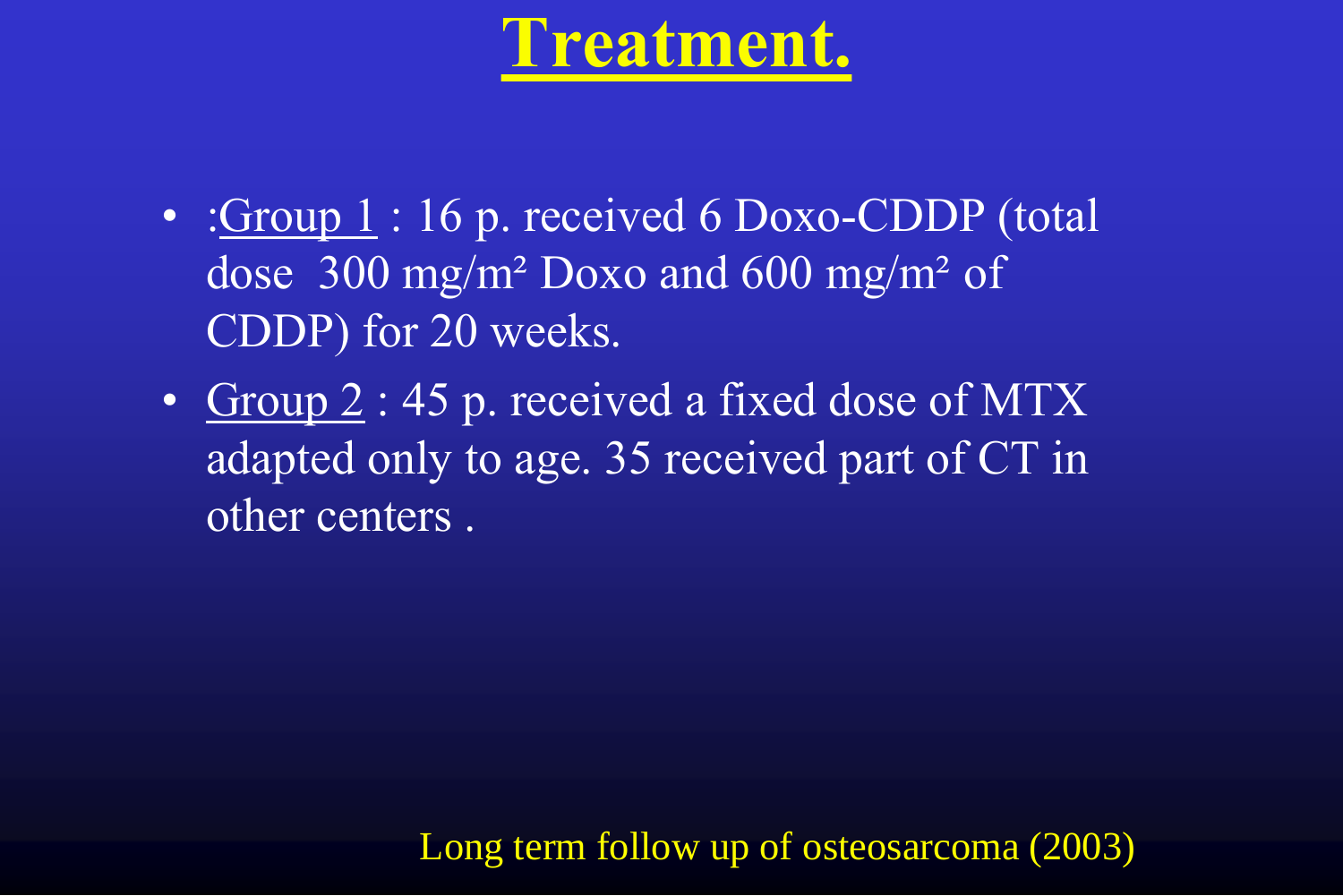# Treatment.

- :Group 1 : 16 p. received 6 Doxo-CDDP (total dose 300 mg/m² Doxo and 600 mg/m² of CDDP) for 20 weeks.
- Group 2 : 45 p. received a fixed dose of MTX adapted only to age. 35 received part of CT in other centers .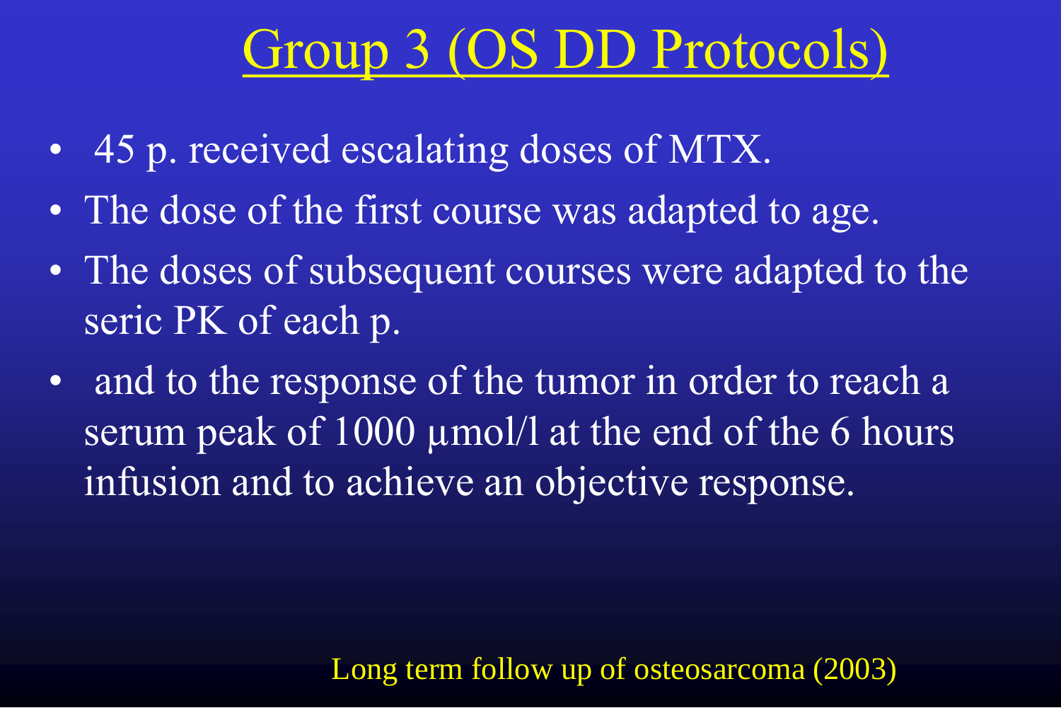# Group 3 (OS DD Protocols)

- 45 p. received escalating doses of MTX.
- The dose of the first course was adapted to age.
- The doses of subsequent courses were adapted to the seric PK of each p.
- and to the response of the tumor in order to reach a serum peak of 1000 µmol/l at the end of the 6 hours infusion and to achieve an objective response.

Long term follow up of osteosarcoma (2003)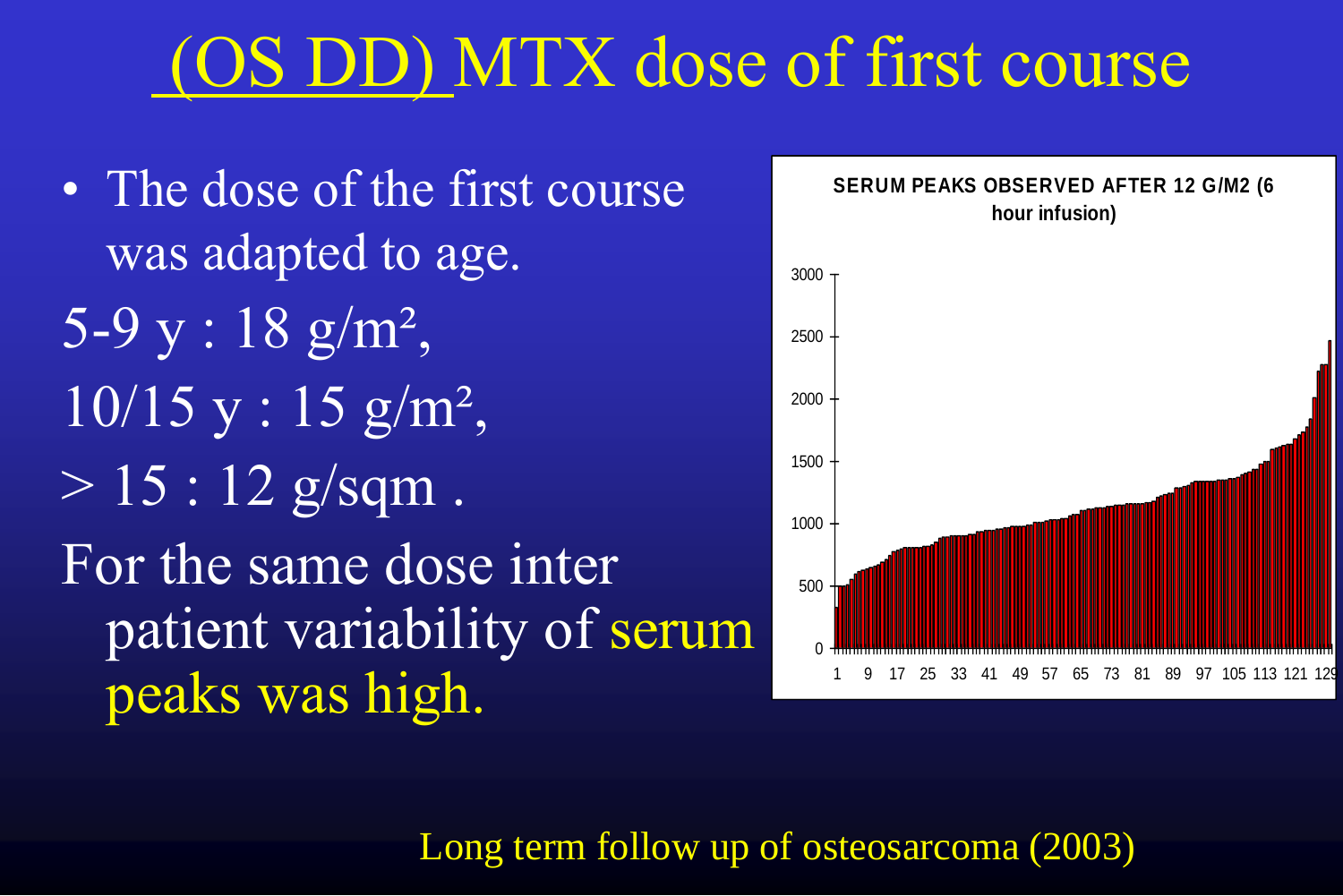# (OS DD) MTX dose of first course

- The dose of the first course was adapted to age.

5-9 y : 18 g/m²,

10/15 y : 15 g/m²,

> 15 : 12 g/sqm .

For the same dose inter patient variability of serum peaks was high.

**SERUM PEAKS OBSERVED AFTER 12 G/M2 (6 hour infusion)**

Long term follow up of osteosarcoma (2003)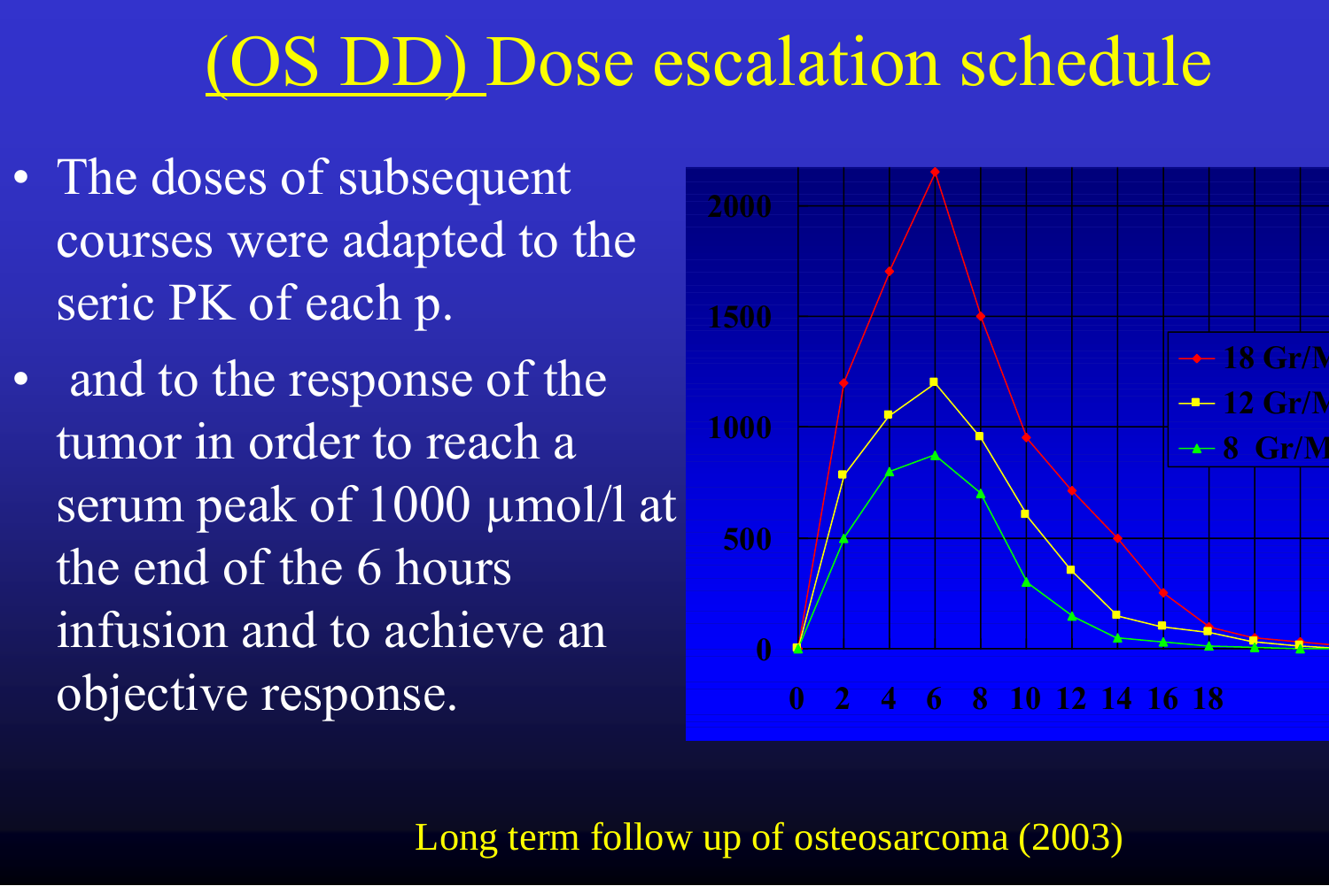# (OS DD) Dose escalation schedule

- The doses of subsequent courses were adapted to the seric PK of each p.
- and to the response of the tumor in order to reach a serum peak of 1000 µmol/l at the end of the 6 hours infusion and to achieve an objective response.

Long term follow up of osteosarcoma (2003)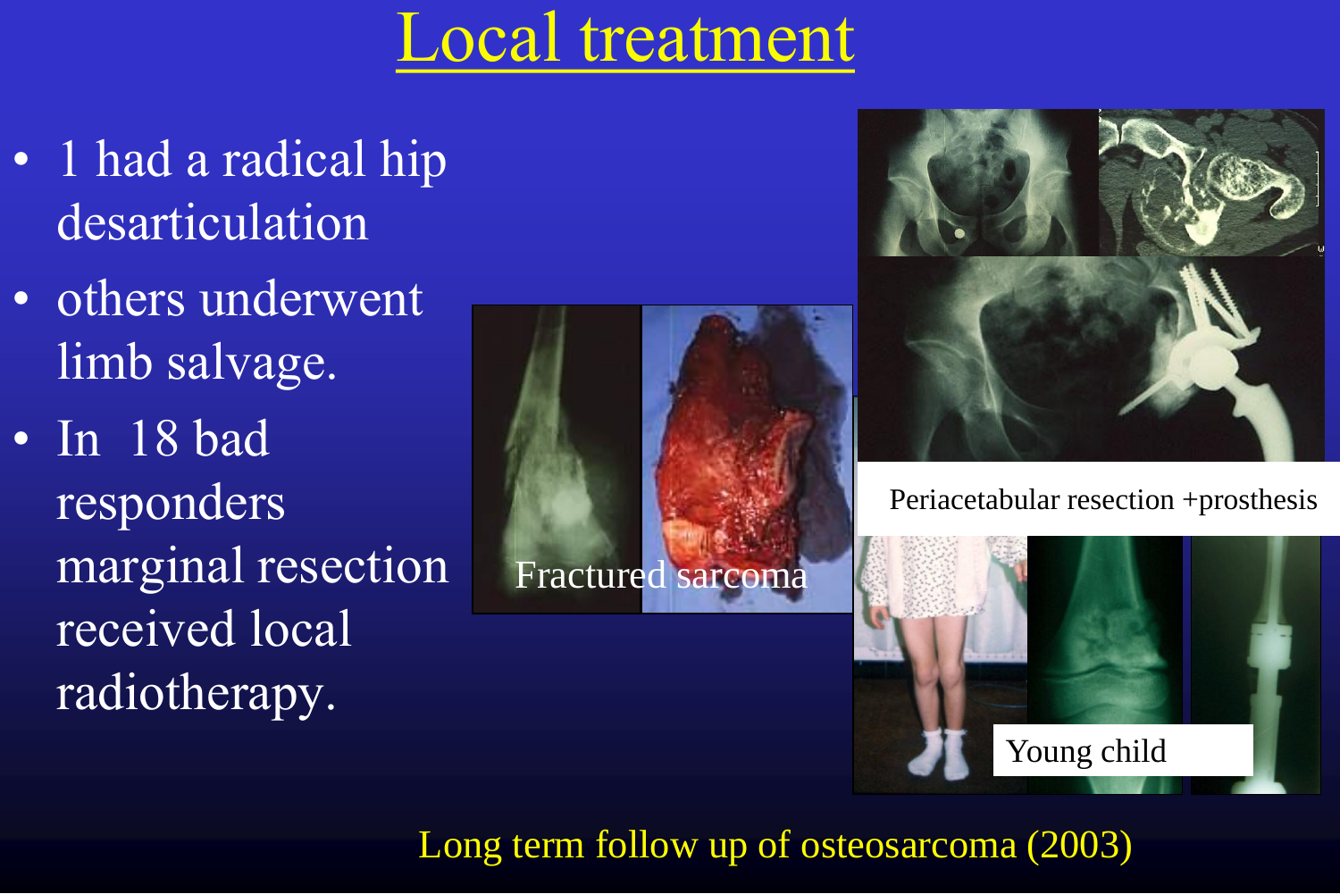# Local treatment

- 1 had a radical hip desarticulation
- others underwent limb salvage.
- In 18 bad responders marginal resection received local radiotherapy.

Fractured sarcoma

Periacetabular resection +prosthesis

Young child

Long term follow up of osteosarcoma (2003)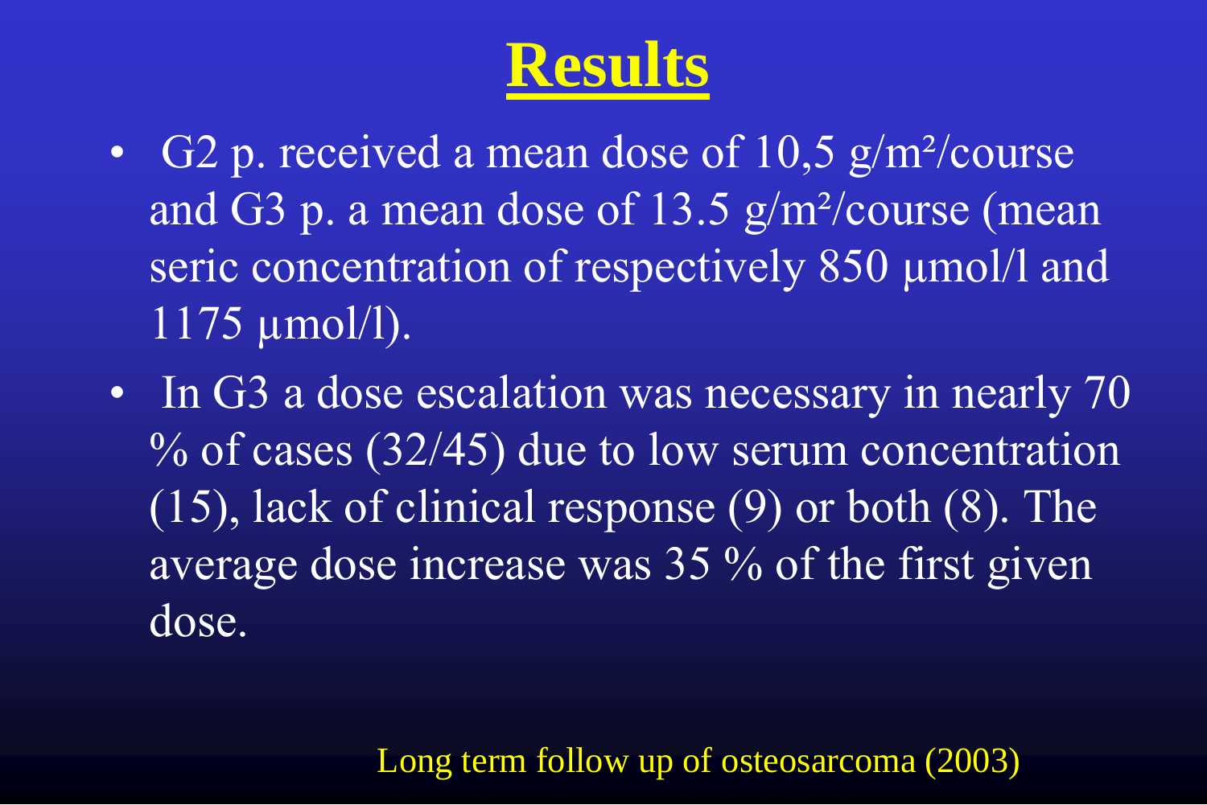# Results

- G2 p. received a mean dose of 10,5 g/m²/course and G3 p. a mean dose of 13.5 g/m²/course (mean seric concentration of respectively 850 µmol/l and 1175 µmol/l).
- In G3 a dose escalation was necessary in nearly 70 % of cases (32/45) due to low serum concentration (15), lack of clinical response (9) or both (8). The average dose increase was 35 % of the first given dose.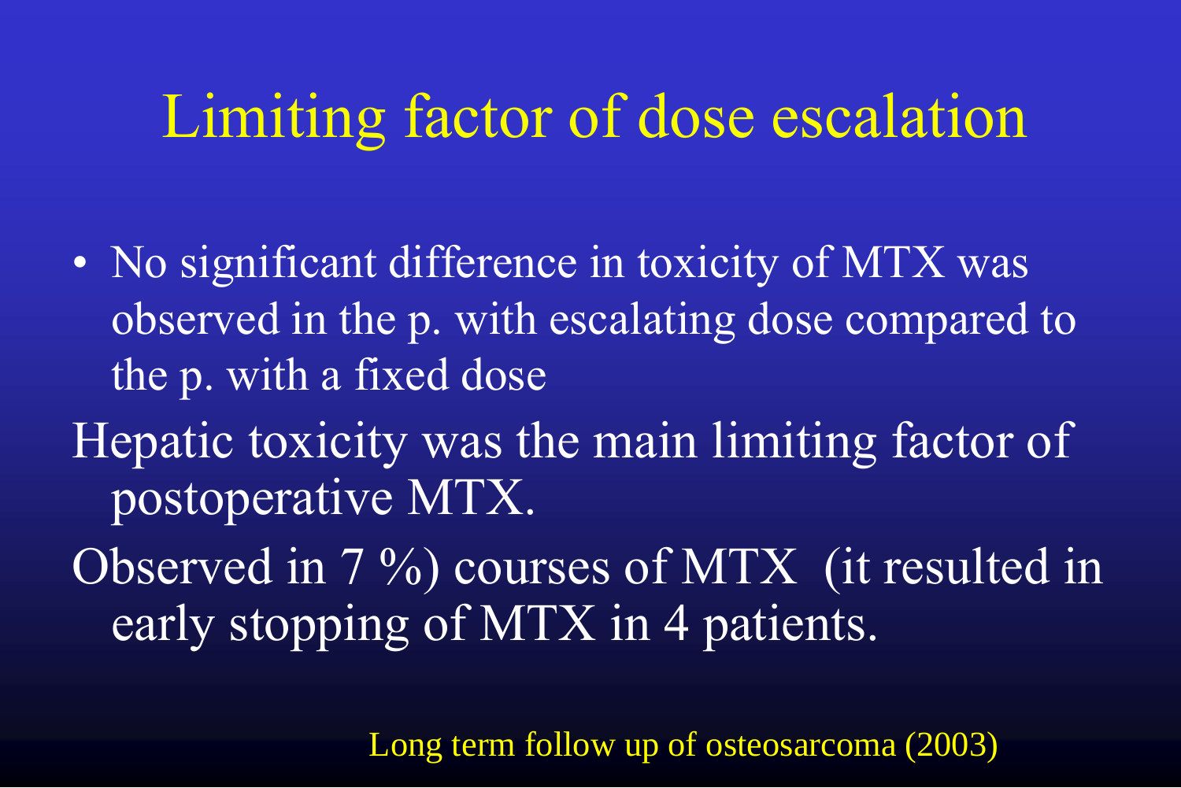# Limiting factor of dose escalation

- No significant difference in toxicity of MTX was observed in the p. with escalating dose compared to the p. with a fixed dose

Hepatic toxicity was the main limiting factor of postoperative MTX.

Observed in 7 %) courses of MTX (it resulted in early stopping of MTX in 4 patients.

Long term follow up of osteosarcoma (2003)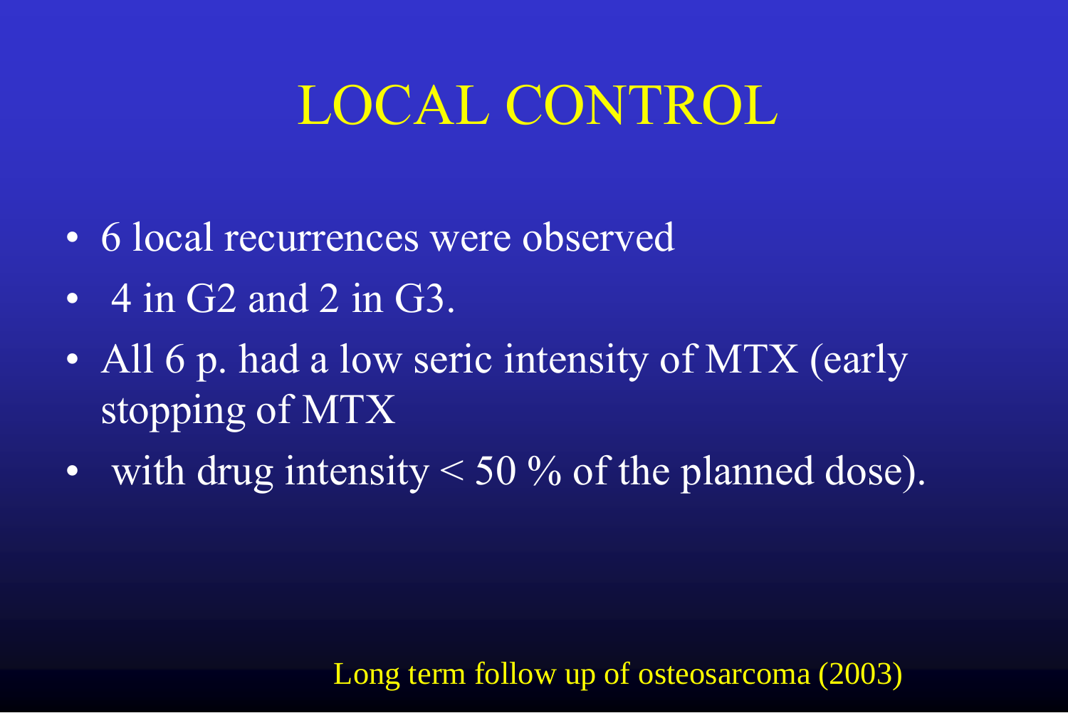# LOCAL CONTROL

- 6 local recurrences were observed
- 4 in G2 and 2 in G3.
- All 6 p. had a low seric intensity of MTX (early stopping of MTX
- with drug intensity < 50 % of the planned dose).

Long term follow up of osteosarcoma (2003)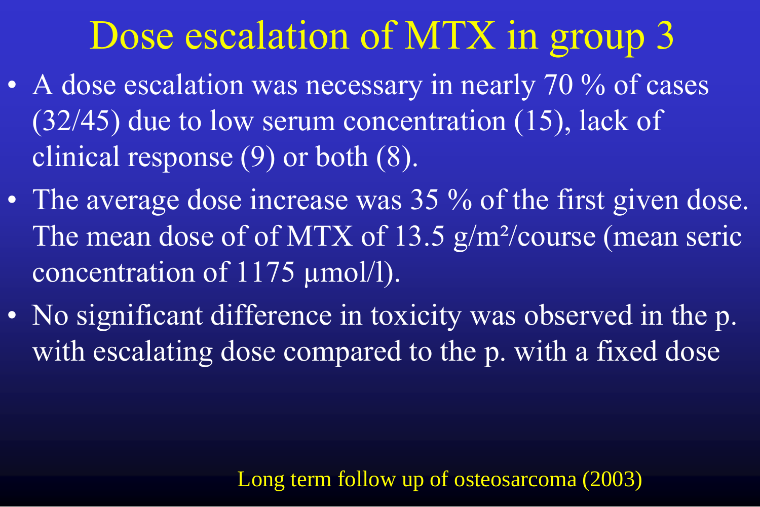# Dose escalation of MTX in group 3

- A dose escalation was necessary in nearly 70 % of cases (32/45) due to low serum concentration (15), lack of clinical response (9) or both (8).
- The average dose increase was 35 % of the first given dose. The mean dose of of MTX of 13.5 g/m²/course (mean seric concentration of 1175 µmol/l).
- No significant difference in toxicity was observed in the p. with escalating dose compared to the p. with a fixed dose

Long term follow up of osteosarcoma (2003)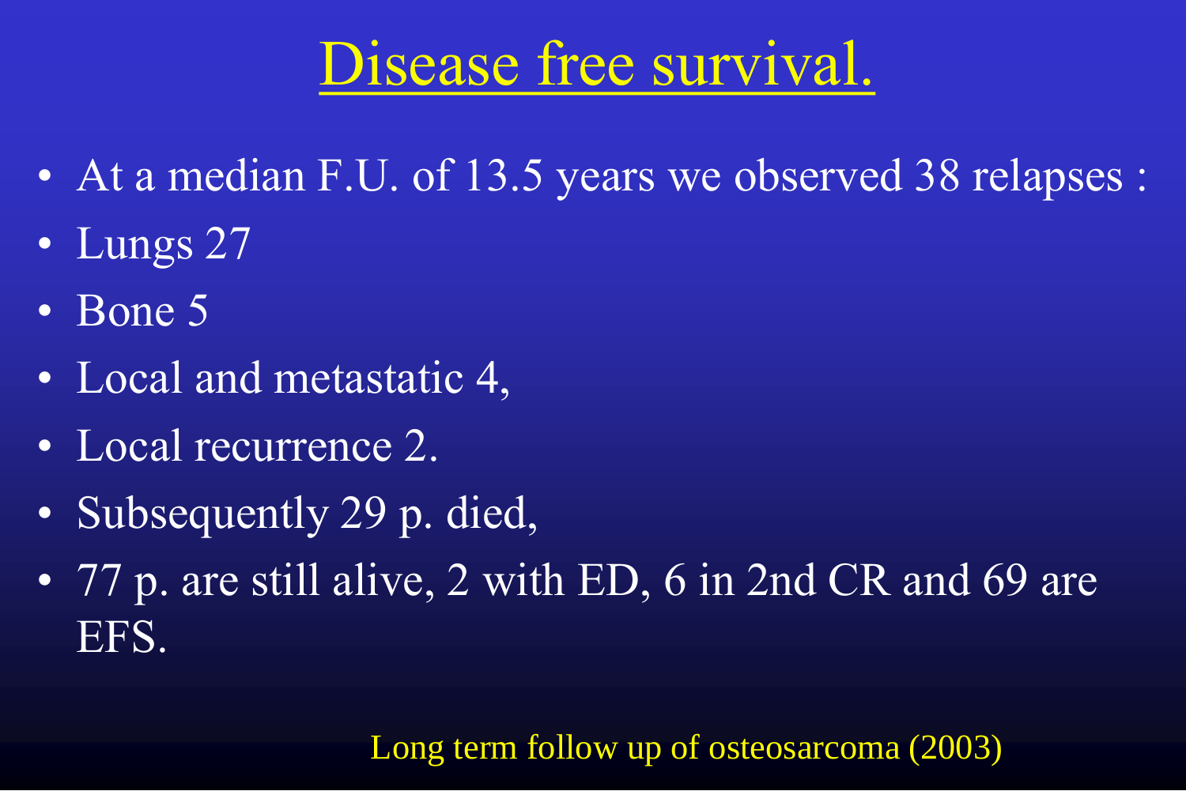# Disease free survival.

- At a median F.U. of 13.5 years we observed 38 relapses :
- Lungs 27
- Bone 5
- Local and metastatic 4,
- Local recurrence 2.
- Subsequently 29 p. died,
- 77 p. are still alive, 2 with ED, 6 in 2nd CR and 69 are EFS.

Long term follow up of osteosarcoma (2003)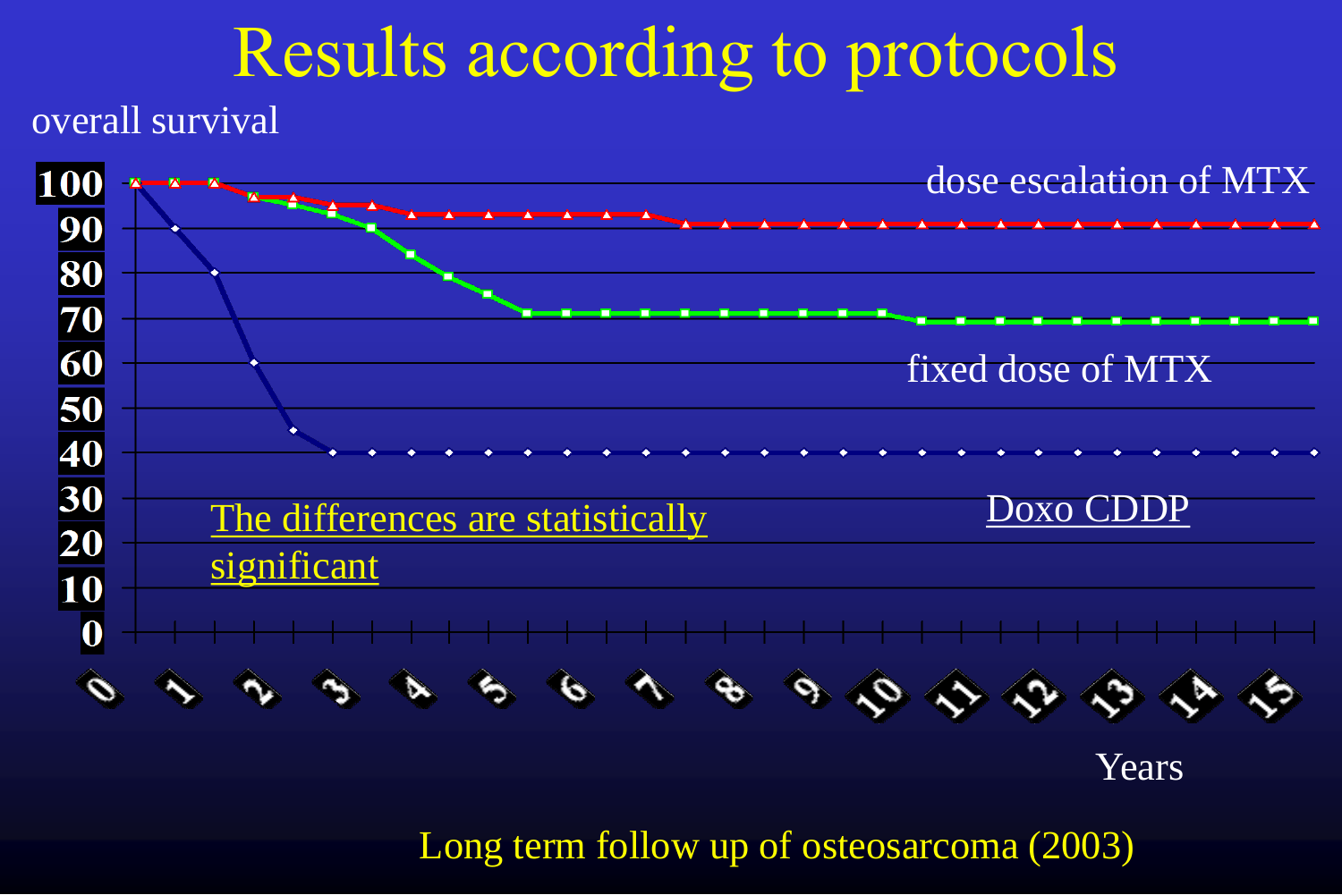# Results according to protocols

overall survival

| Years | 0 | 1 | 2 | 3 | 4 | 5 | 6 | 7 | 8 | 9 | 10 | 11 | 12 | 13 | 14 | 15 |
|---|---|---|---|---|---|---|---|---|---|---|---|---|---|---|---|---|

dose escalation of MTX

fixed dose of MTX

Doxo CDDP

The differences are statistically significant

Years

Long term follow up of osteosarcoma (2003)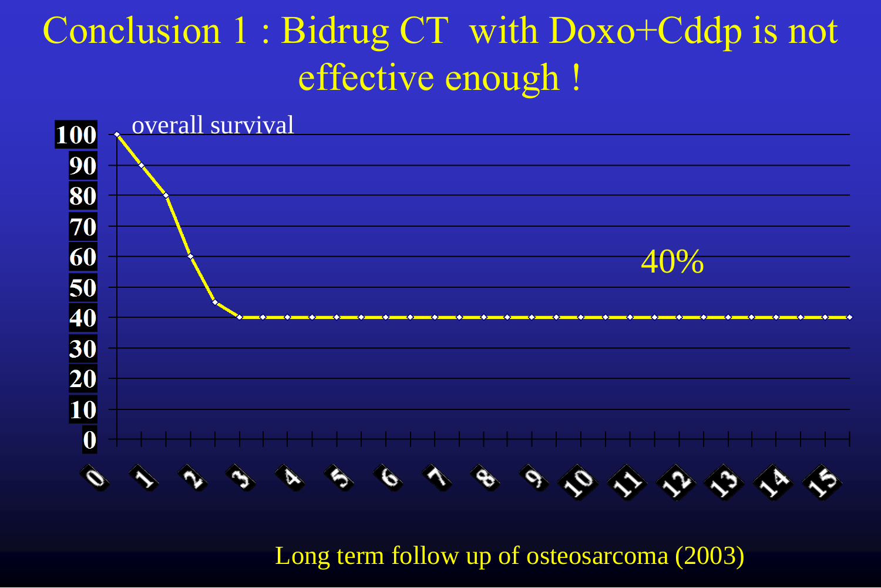# Conclusion 1 : Bidrug CT with Doxo+Cddp is not effective enough !

overall survival

40%

Long term follow up of osteosarcoma (2003)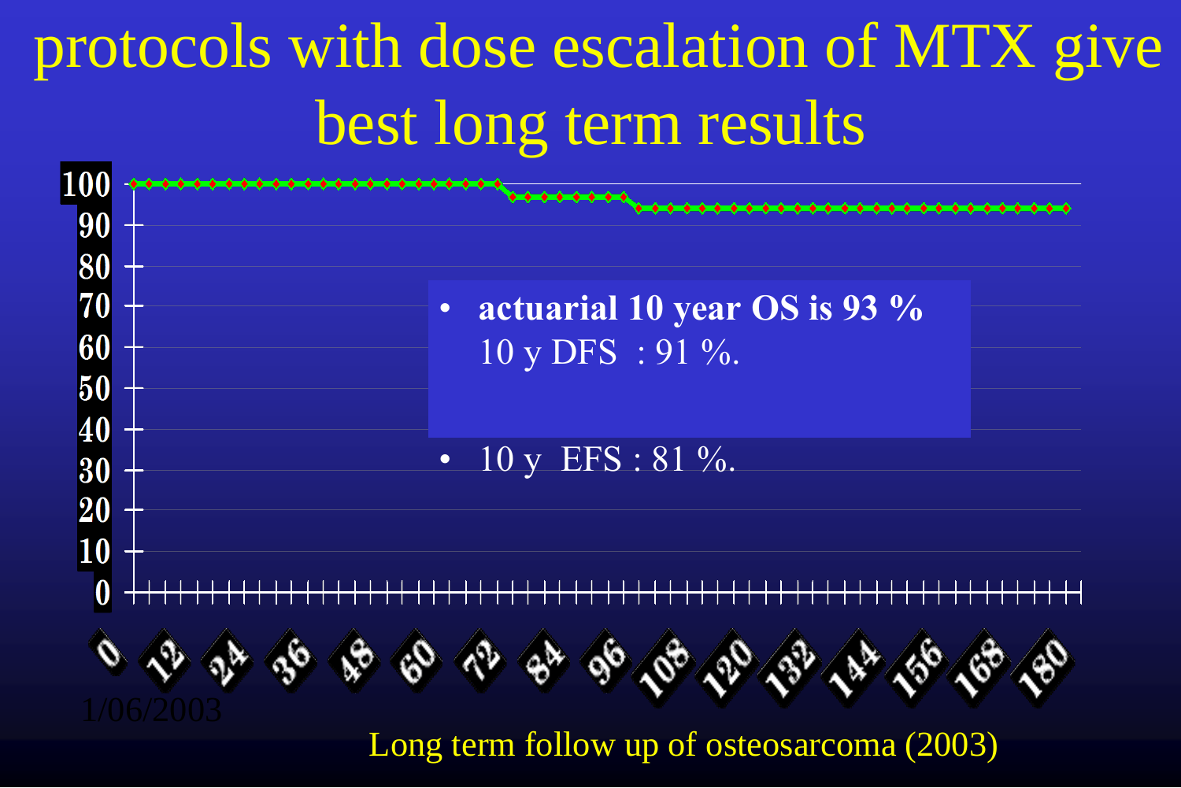# protocols with dose escalation of MTX give best long term results

100
90
80
70
60
50
40
30
20
10
0

0 12 24 36 48 60 72 84 96 108 120 132 144 156 168 180

- **actuarial 10 year OS is 93 %**
  10 y DFS : 91 %.
- 10 y EFS : 81 %.

1/06/2003

Long term follow up of osteosarcoma (2003)